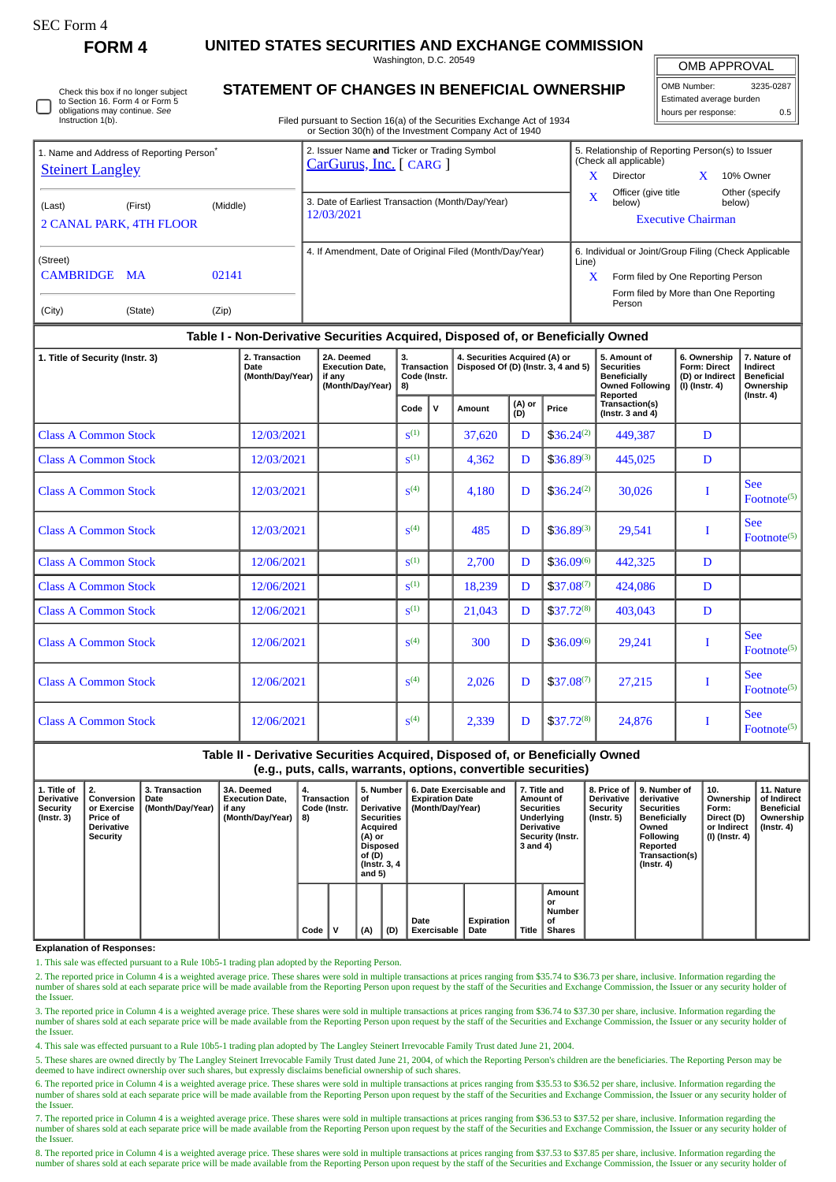SEC Form 4

# FORM 4

## UNITED STATES SECURITIES AND EXCHANGE COMMISSION

Washington, D.C. 20549

## STATEMENT OF CHANGES IN BENEFICIAL OWNERSHIP

Filed pursuant to Section 16(a) of the Securities Exchange Act of 1934 or Section 30(h) of the Investment Company Act of 1940

| OMB APPROVAL | |
|---|---|
| OMB Number: | 3235-0287 |
| Estimated average burden | |
| hours per response: | 0.5 |

☐ Check this box if no longer subject to Section 16. Form 4 or Form 5 obligations may continue. *See* Instruction 1(b).

**1. Name and Address of Reporting Person***
Steinert Langley

(Last) (First) (Middle)
2 CANAL PARK, 4TH FLOOR

(Street)
CAMBRIDGE MA 02141

(City) (State) (Zip)

**2. Issuer Name and Ticker or Trading Symbol**
CarGurus, Inc. [ CARG ]

**3. Date of Earliest Transaction (Month/Day/Year)**
12/03/2021

**4. If Amendment, Date of Original Filed (Month/Day/Year)**

**5. Relationship of Reporting Person(s) to Issuer (Check all applicable)**
X Director
X 10% Owner
X Officer (give title below)
Other (specify below)
Executive Chairman

**6. Individual or Joint/Group Filing (Check Applicable Line)**
X Form filed by One Reporting Person
Form filed by More than One Reporting Person

### Table I - Non-Derivative Securities Acquired, Disposed of, or Beneficially Owned

| 1. Title of Security (Instr. 3) | 2. Transaction Date (Month/Day/Year) | 2A. Deemed Execution Date, if any (Month/Day/Year) | 3. Transaction Code (Instr. 8) | | 4. Securities Acquired (A) or Disposed Of (D) (Instr. 3, 4 and 5) | | | 5. Amount of Securities Beneficially Owned Following Reported Transaction(s) (Instr. 3 and 4) | 6. Ownership Form: Direct (D) or Indirect (I) (Instr. 4) | 7. Nature of Indirect Beneficial Ownership (Instr. 4) |
|---|---|---|---|---|---|---|---|---|---|---|
| | | | Code | V | Amount | (A) or (D) | Price | | | |
| Class A Common Stock | 12/03/2021 | | S[(1)] | | 37,620 | D | $36.24[(2)] | 449,387 | D | |
| Class A Common Stock | 12/03/2021 | | S[(1)] | | 4,362 | D | $36.89[(3)] | 445,025 | D | |
| Class A Common Stock | 12/03/2021 | | S[(4)] | | 4,180 | D | $36.24[(2)] | 30,026 | I | See Footnote[(5)] |
| Class A Common Stock | 12/03/2021 | | S[(4)] | | 485 | D | $36.89[(3)] | 29,541 | I | See Footnote[(5)] |
| Class A Common Stock | 12/06/2021 | | S[(1)] | | 2,700 | D | $36.09[(6)] | 442,325 | D | |
| Class A Common Stock | 12/06/2021 | | S[(1)] | | 18,239 | D | $37.08[(7)] | 424,086 | D | |
| Class A Common Stock | 12/06/2021 | | S[(1)] | | 21,043 | D | $37.72[(8)] | 403,043 | D | |
| Class A Common Stock | 12/06/2021 | | S[(4)] | | 300 | D | $36.09[(6)] | 29,241 | I | See Footnote[(5)] |
| Class A Common Stock | 12/06/2021 | | S[(4)] | | 2,026 | D | $37.08[(7)] | 27,215 | I | See Footnote[(5)] |
| Class A Common Stock | 12/06/2021 | | S[(4)] | | 2,339 | D | $37.72[(8)] | 24,876 | I | See Footnote[(5)] |

### Table II - Derivative Securities Acquired, Disposed of, or Beneficially Owned (e.g., puts, calls, warrants, options, convertible securities)

| 1. Title of Derivative Security (Instr. 3) | 2. Conversion or Exercise Price of Derivative Security | 3. Transaction Date (Month/Day/Year) | 3A. Deemed Execution Date, if any (Month/Day/Year) | 4. Transaction Code (Instr. 8) | | 5. Number of Derivative Securities Acquired (A) or Disposed of (D) (Instr. 3, 4 and 5) | | 6. Date Exercisable and Expiration Date (Month/Day/Year) | | 7. Title and Amount of Securities Underlying Derivative Security (Instr. 3 and 4) | | 8. Price of Derivative Security (Instr. 5) | 9. Number of derivative Securities Beneficially Owned Following Reported Transaction(s) (Instr. 4) | 10. Ownership Form: Direct (D) or Indirect (I) (Instr. 4) | 11. Nature of Indirect Beneficial Ownership (Instr. 4) |
|---|---|---|---|---|---|---|---|---|---|---|---|---|---|---|---|
| | | | | Code | V | (A) | (D) | Date Exercisable | Expiration Date | Title | Amount or Number of Shares | | | | |

**Explanation of Responses:**

1. This sale was effected pursuant to a Rule 10b5-1 trading plan adopted by the Reporting Person.

2. The reported price in Column 4 is a weighted average price. These shares were sold in multiple transactions at prices ranging from $35.74 to $36.73 per share, inclusive. Information regarding the number of shares sold at each separate price will be made available from the Reporting Person upon request by the staff of the Securities and Exchange Commission, the Issuer or any security holder of the Issuer.

3. The reported price in Column 4 is a weighted average price. These shares were sold in multiple transactions at prices ranging from $36.74 to $37.30 per share, inclusive. Information regarding the number of shares sold at each separate price will be made available from the Reporting Person upon request by the staff of the Securities and Exchange Commission, the Issuer or any security holder of the Issuer.

4. This sale was effected pursuant to a Rule 10b5-1 trading plan adopted by The Langley Steinert Irrevocable Family Trust dated June 21, 2004.

5. These shares are owned directly by The Langley Steinert Irrevocable Family Trust dated June 21, 2004, of which the Reporting Person's children are the beneficiaries. The Reporting Person may be deemed to have indirect ownership over such shares, but expressly disclaims beneficial ownership of such shares.

6. The reported price in Column 4 is a weighted average price. These shares were sold in multiple transactions at prices ranging from $35.53 to $36.52 per share, inclusive. Information regarding the number of shares sold at each separate price will be made available from the Reporting Person upon request by the staff of the Securities and Exchange Commission, the Issuer or any security holder of the Issuer.

7. The reported price in Column 4 is a weighted average price. These shares were sold in multiple transactions at prices ranging from $36.53 to $37.52 per share, inclusive. Information regarding the number of shares sold at each separate price will be made available from the Reporting Person upon request by the staff of the Securities and Exchange Commission, the Issuer or any security holder of the Issuer.

8. The reported price in Column 4 is a weighted average price. These shares were sold in multiple transactions at prices ranging from $37.53 to $37.85 per share, inclusive. Information regarding the number of shares sold at each separate price will be made available from the Reporting Person upon request by the staff of the Securities and Exchange Commission, the Issuer or any security holder of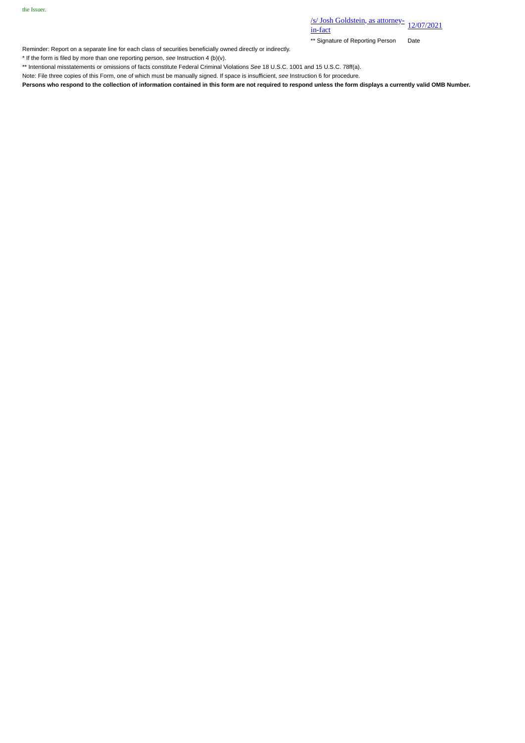the Issuer.

| | |
|---|---|
| /s/ Josh Goldstein, as attorney-in-fact | 12/07/2021 |
| ** Signature of Reporting Person | Date |

Reminder: Report on a separate line for each class of securities beneficially owned directly or indirectly.

* If the form is filed by more than one reporting person, *see* Instruction 4 (b)(v).

** Intentional misstatements or omissions of facts constitute Federal Criminal Violations *See* 18 U.S.C. 1001 and 15 U.S.C. 78ff(a).

Note: File three copies of this Form, one of which must be manually signed. If space is insufficient, *see* Instruction 6 for procedure.

**Persons who respond to the collection of information contained in this form are not required to respond unless the form displays a currently valid OMB Number.**